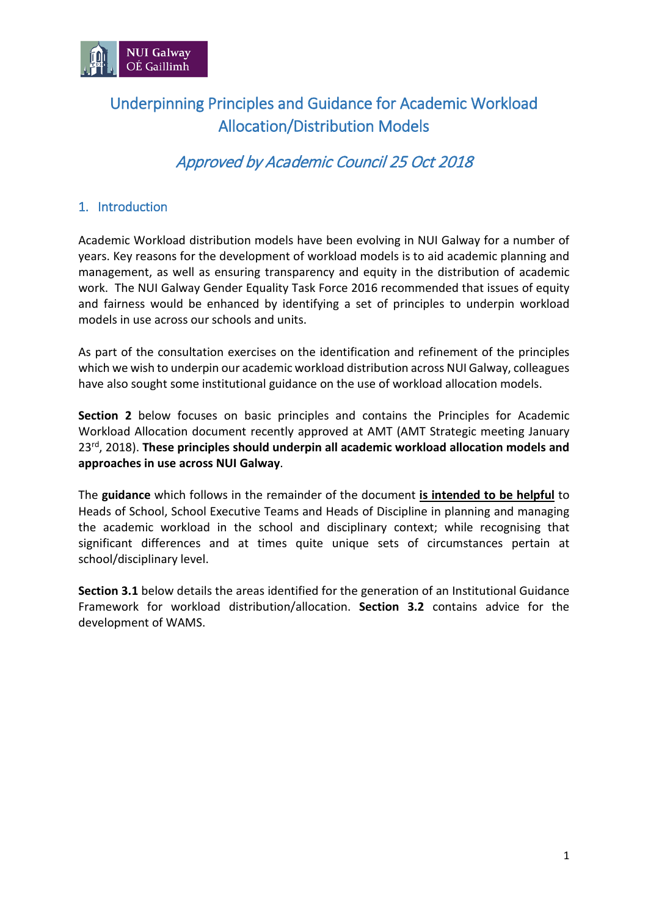# Underpinning Principles and Guidance for Academic Workload Allocation/Distribution Models

## *Approved by Academic Council 25 Oct 2018*

## 1. Introduction

Academic Workload distribution models have been evolving in NUI Galway for a number of years. Key reasons for the development of workload models is to aid academic planning and management, as well as ensuring transparency and equity in the distribution of academic work. The NUI Galway Gender Equality Task Force 2016 recommended that issues of equity and fairness would be enhanced by identifying a set of principles to underpin workload models in use across our schools and units.

As part of the consultation exercises on the identification and refinement of the principles which we wish to underpin our academic workload distribution across NUI Galway, colleagues have also sought some institutional guidance on the use of workload allocation models.

**Section 2** below focuses on basic principles and contains the Principles for Academic Workload Allocation document recently approved at AMT (AMT Strategic meeting January 23rd, 2018). **These principles should underpin all academic workload allocation models and approaches in use across NUI Galway**.

The **guidance** which follows in the remainder of the document **is intended to be helpful** to Heads of School, School Executive Teams and Heads of Discipline in planning and managing the academic workload in the school and disciplinary context; while recognising that significant differences and at times quite unique sets of circumstances pertain at school/disciplinary level.

**Section 3.1** below details the areas identified for the generation of an Institutional Guidance Framework for workload distribution/allocation. **Section 3.2** contains advice for the development of WAMS.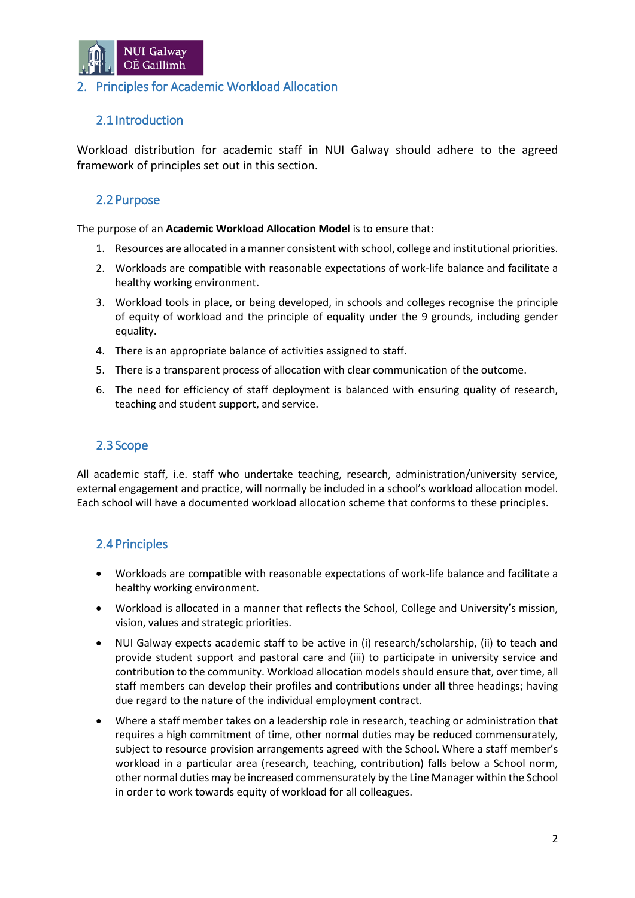## 2. Principles for Academic Workload Allocation

### 2.1 Introduction

Workload distribution for academic staff in NUI Galway should adhere to the agreed framework of principles set out in this section.

### 2.2 Purpose

The purpose of an **Academic Workload Allocation Model** is to ensure that:

1. Resources are allocated in a manner consistent with school, college and institutional priorities.
2. Workloads are compatible with reasonable expectations of work-life balance and facilitate a healthy working environment.
3. Workload tools in place, or being developed, in schools and colleges recognise the principle of equity of workload and the principle of equality under the 9 grounds, including gender equality.
4. There is an appropriate balance of activities assigned to staff.
5. There is a transparent process of allocation with clear communication of the outcome.
6. The need for efficiency of staff deployment is balanced with ensuring quality of research, teaching and student support, and service.

### 2.3 Scope

All academic staff, i.e. staff who undertake teaching, research, administration/university service, external engagement and practice, will normally be included in a school's workload allocation model. Each school will have a documented workload allocation scheme that conforms to these principles.

### 2.4 Principles

- Workloads are compatible with reasonable expectations of work-life balance and facilitate a healthy working environment.
- Workload is allocated in a manner that reflects the School, College and University's mission, vision, values and strategic priorities.
- NUI Galway expects academic staff to be active in (i) research/scholarship, (ii) to teach and provide student support and pastoral care and (iii) to participate in university service and contribution to the community. Workload allocation models should ensure that, over time, all staff members can develop their profiles and contributions under all three headings; having due regard to the nature of the individual employment contract.
- Where a staff member takes on a leadership role in research, teaching or administration that requires a high commitment of time, other normal duties may be reduced commensurately, subject to resource provision arrangements agreed with the School. Where a staff member's workload in a particular area (research, teaching, contribution) falls below a School norm, other normal duties may be increased commensurately by the Line Manager within the School in order to work towards equity of workload for all colleagues.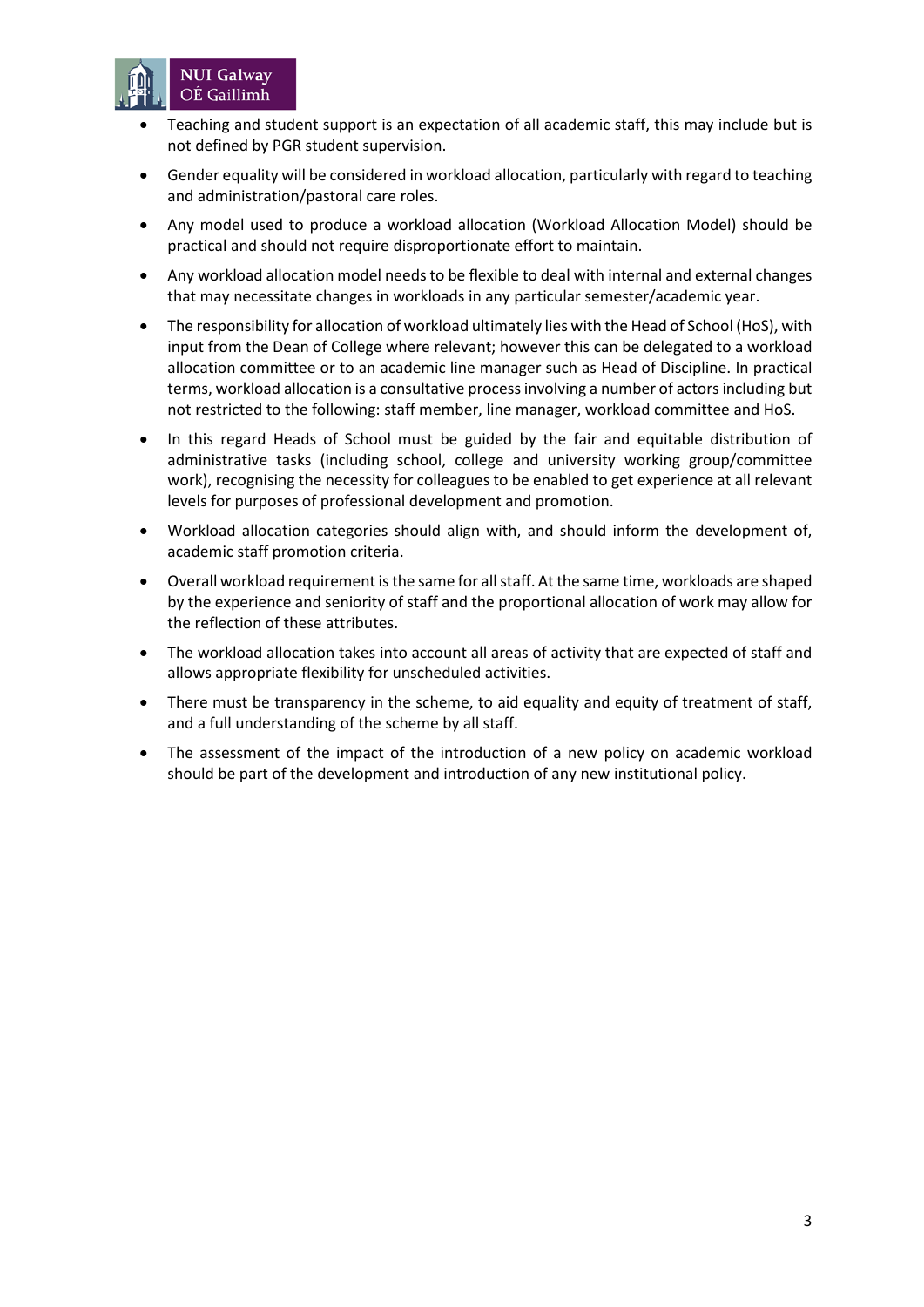- Teaching and student support is an expectation of all academic staff, this may include but is not defined by PGR student supervision.
- Gender equality will be considered in workload allocation, particularly with regard to teaching and administration/pastoral care roles.
- Any model used to produce a workload allocation (Workload Allocation Model) should be practical and should not require disproportionate effort to maintain.
- Any workload allocation model needs to be flexible to deal with internal and external changes that may necessitate changes in workloads in any particular semester/academic year.
- The responsibility for allocation of workload ultimately lies with the Head of School (HoS), with input from the Dean of College where relevant; however this can be delegated to a workload allocation committee or to an academic line manager such as Head of Discipline. In practical terms, workload allocation is a consultative process involving a number of actors including but not restricted to the following: staff member, line manager, workload committee and HoS.
- In this regard Heads of School must be guided by the fair and equitable distribution of administrative tasks (including school, college and university working group/committee work), recognising the necessity for colleagues to be enabled to get experience at all relevant levels for purposes of professional development and promotion.
- Workload allocation categories should align with, and should inform the development of, academic staff promotion criteria.
- Overall workload requirement is the same for all staff. At the same time, workloads are shaped by the experience and seniority of staff and the proportional allocation of work may allow for the reflection of these attributes.
- The workload allocation takes into account all areas of activity that are expected of staff and allows appropriate flexibility for unscheduled activities.
- There must be transparency in the scheme, to aid equality and equity of treatment of staff, and a full understanding of the scheme by all staff.
- The assessment of the impact of the introduction of a new policy on academic workload should be part of the development and introduction of any new institutional policy.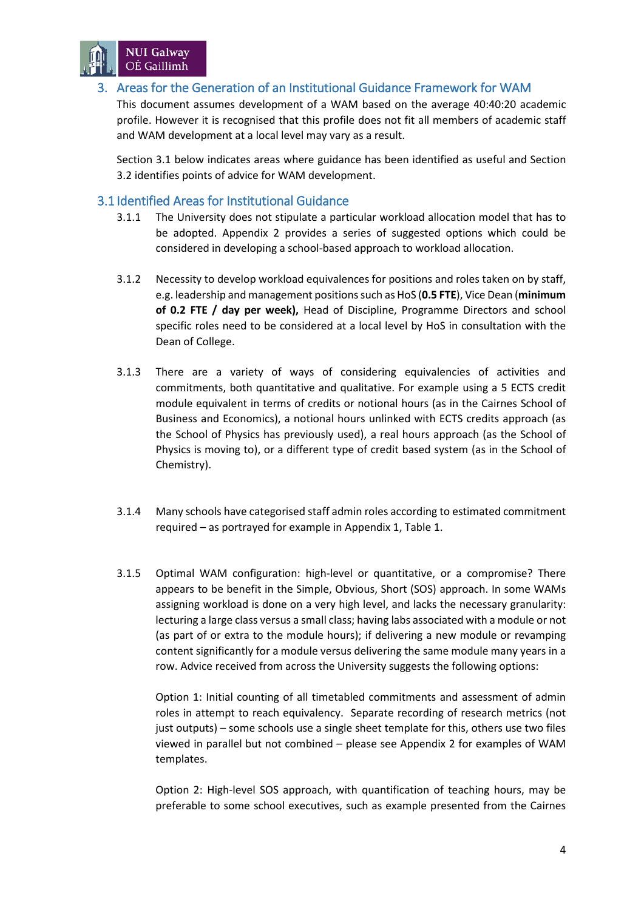## 3. Areas for the Generation of an Institutional Guidance Framework for WAM

This document assumes development of a WAM based on the average 40:40:20 academic profile. However it is recognised that this profile does not fit all members of academic staff and WAM development at a local level may vary as a result.

Section 3.1 below indicates areas where guidance has been identified as useful and Section 3.2 identifies points of advice for WAM development.

### 3.1 Identified Areas for Institutional Guidance

3.1.1 The University does not stipulate a particular workload allocation model that has to be adopted. Appendix 2 provides a series of suggested options which could be considered in developing a school-based approach to workload allocation.

3.1.2 Necessity to develop workload equivalences for positions and roles taken on by staff, e.g. leadership and management positions such as HoS (**0.5 FTE**), Vice Dean (**minimum of 0.2 FTE / day per week),** Head of Discipline, Programme Directors and school specific roles need to be considered at a local level by HoS in consultation with the Dean of College.

3.1.3 There are a variety of ways of considering equivalencies of activities and commitments, both quantitative and qualitative. For example using a 5 ECTS credit module equivalent in terms of credits or notional hours (as in the Cairnes School of Business and Economics), a notional hours unlinked with ECTS credits approach (as the School of Physics has previously used), a real hours approach (as the School of Physics is moving to), or a different type of credit based system (as in the School of Chemistry).

3.1.4 Many schools have categorised staff admin roles according to estimated commitment required – as portrayed for example in Appendix 1, Table 1.

3.1.5 Optimal WAM configuration: high-level or quantitative, or a compromise? There appears to be benefit in the Simple, Obvious, Short (SOS) approach. In some WAMs assigning workload is done on a very high level, and lacks the necessary granularity: lecturing a large class versus a small class; having labs associated with a module or not (as part of or extra to the module hours); if delivering a new module or revamping content significantly for a module versus delivering the same module many years in a row. Advice received from across the University suggests the following options:

Option 1: Initial counting of all timetabled commitments and assessment of admin roles in attempt to reach equivalency. Separate recording of research metrics (not just outputs) – some schools use a single sheet template for this, others use two files viewed in parallel but not combined – please see Appendix 2 for examples of WAM templates.

Option 2: High-level SOS approach, with quantification of teaching hours, may be preferable to some school executives, such as example presented from the Cairnes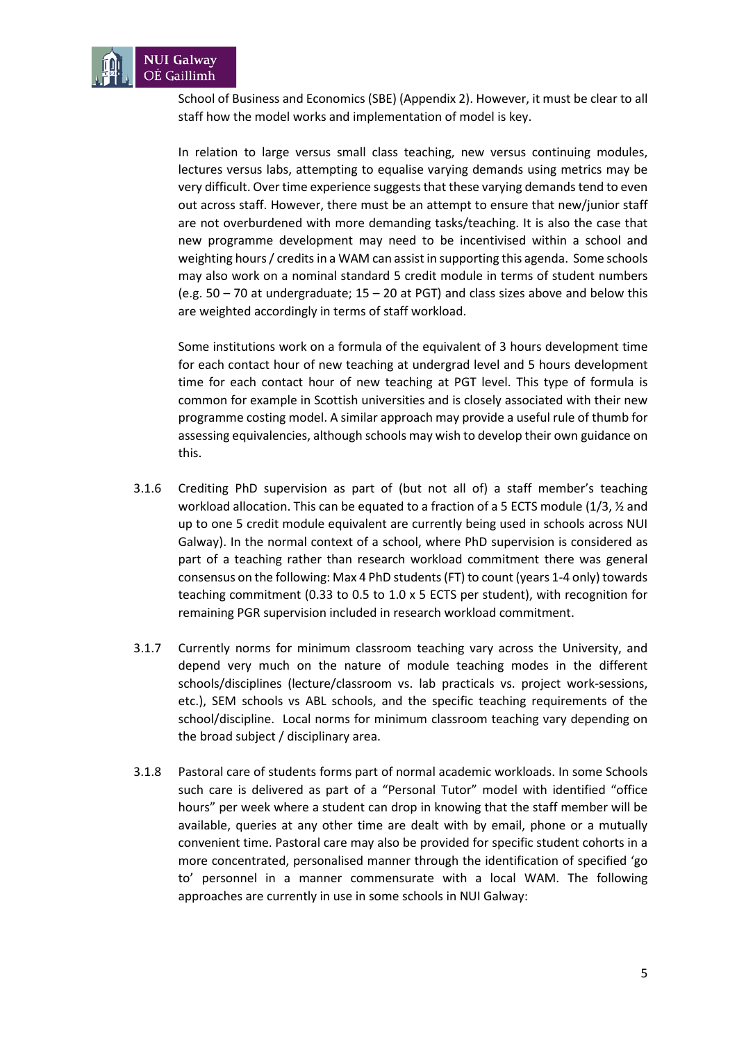School of Business and Economics (SBE) (Appendix 2). However, it must be clear to all staff how the model works and implementation of model is key.

In relation to large versus small class teaching, new versus continuing modules, lectures versus labs, attempting to equalise varying demands using metrics may be very difficult. Over time experience suggests that these varying demands tend to even out across staff. However, there must be an attempt to ensure that new/junior staff are not overburdened with more demanding tasks/teaching. It is also the case that new programme development may need to be incentivised within a school and weighting hours / credits in a WAM can assist in supporting this agenda. Some schools may also work on a nominal standard 5 credit module in terms of student numbers (e.g. 50 – 70 at undergraduate; 15 – 20 at PGT) and class sizes above and below this are weighted accordingly in terms of staff workload.

Some institutions work on a formula of the equivalent of 3 hours development time for each contact hour of new teaching at undergrad level and 5 hours development time for each contact hour of new teaching at PGT level. This type of formula is common for example in Scottish universities and is closely associated with their new programme costing model. A similar approach may provide a useful rule of thumb for assessing equivalencies, although schools may wish to develop their own guidance on this.

3.1.6 Crediting PhD supervision as part of (but not all of) a staff member's teaching workload allocation. This can be equated to a fraction of a 5 ECTS module (1/3, ½ and up to one 5 credit module equivalent are currently being used in schools across NUI Galway). In the normal context of a school, where PhD supervision is considered as part of a teaching rather than research workload commitment there was general consensus on the following: Max 4 PhD students (FT) to count (years 1-4 only) towards teaching commitment (0.33 to 0.5 to 1.0 x 5 ECTS per student), with recognition for remaining PGR supervision included in research workload commitment.

3.1.7 Currently norms for minimum classroom teaching vary across the University, and depend very much on the nature of module teaching modes in the different schools/disciplines (lecture/classroom vs. lab practicals vs. project work-sessions, etc.), SEM schools vs ABL schools, and the specific teaching requirements of the school/discipline. Local norms for minimum classroom teaching vary depending on the broad subject / disciplinary area.

3.1.8 Pastoral care of students forms part of normal academic workloads. In some Schools such care is delivered as part of a "Personal Tutor" model with identified "office hours" per week where a student can drop in knowing that the staff member will be available, queries at any other time are dealt with by email, phone or a mutually convenient time. Pastoral care may also be provided for specific student cohorts in a more concentrated, personalised manner through the identification of specified 'go to' personnel in a manner commensurate with a local WAM. The following approaches are currently in use in some schools in NUI Galway: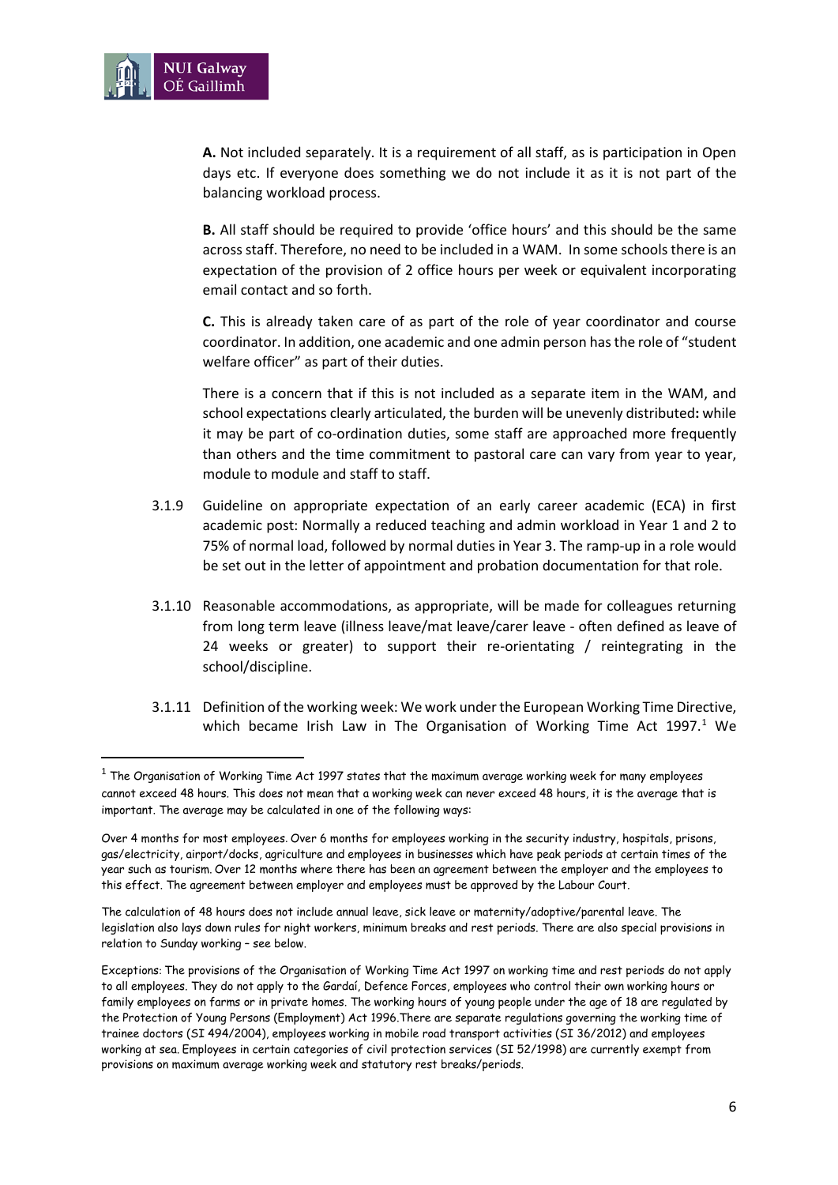**A.** Not included separately. It is a requirement of all staff, as is participation in Open days etc. If everyone does something we do not include it as it is not part of the balancing workload process.

**B.** All staff should be required to provide 'office hours' and this should be the same across staff. Therefore, no need to be included in a WAM. In some schools there is an expectation of the provision of 2 office hours per week or equivalent incorporating email contact and so forth.

**C.** This is already taken care of as part of the role of year coordinator and course coordinator. In addition, one academic and one admin person has the role of "student welfare officer" as part of their duties.

There is a concern that if this is not included as a separate item in the WAM, and school expectations clearly articulated, the burden will be unevenly distributed**:** while it may be part of co-ordination duties, some staff are approached more frequently than others and the time commitment to pastoral care can vary from year to year, module to module and staff to staff.

3.1.9 Guideline on appropriate expectation of an early career academic (ECA) in first academic post: Normally a reduced teaching and admin workload in Year 1 and 2 to 75% of normal load, followed by normal duties in Year 3. The ramp-up in a role would be set out in the letter of appointment and probation documentation for that role.

3.1.10 Reasonable accommodations, as appropriate, will be made for colleagues returning from long term leave (illness leave/mat leave/carer leave - often defined as leave of 24 weeks or greater) to support their re-orientating / reintegrating in the school/discipline.

3.1.11 Definition of the working week: We work under the European Working Time Directive, which became Irish Law in The Organisation of Working Time Act 1997.[1] We

---

[1] The Organisation of Working Time Act 1997 states that the maximum average working week for many employees cannot exceed 48 hours. This does not mean that a working week can never exceed 48 hours, it is the average that is important. The average may be calculated in one of the following ways:

Over 4 months for most employees. Over 6 months for employees working in the security industry, hospitals, prisons, gas/electricity, airport/docks, agriculture and employees in businesses which have peak periods at certain times of the year such as tourism. Over 12 months where there has been an agreement between the employer and the employees to this effect. The agreement between employer and employees must be approved by the Labour Court.

The calculation of 48 hours does not include annual leave, sick leave or maternity/adoptive/parental leave. The legislation also lays down rules for night workers, minimum breaks and rest periods. There are also special provisions in relation to Sunday working – see below.

Exceptions: The provisions of the Organisation of Working Time Act 1997 on working time and rest periods do not apply to all employees. They do not apply to the Gardaí, Defence Forces, employees who control their own working hours or family employees on farms or in private homes. The working hours of young people under the age of 18 are regulated by the Protection of Young Persons (Employment) Act 1996.There are separate regulations governing the working time of trainee doctors (SI 494/2004), employees working in mobile road transport activities (SI 36/2012) and employees working at sea. Employees in certain categories of civil protection services (SI 52/1998) are currently exempt from provisions on maximum average working week and statutory rest breaks/periods.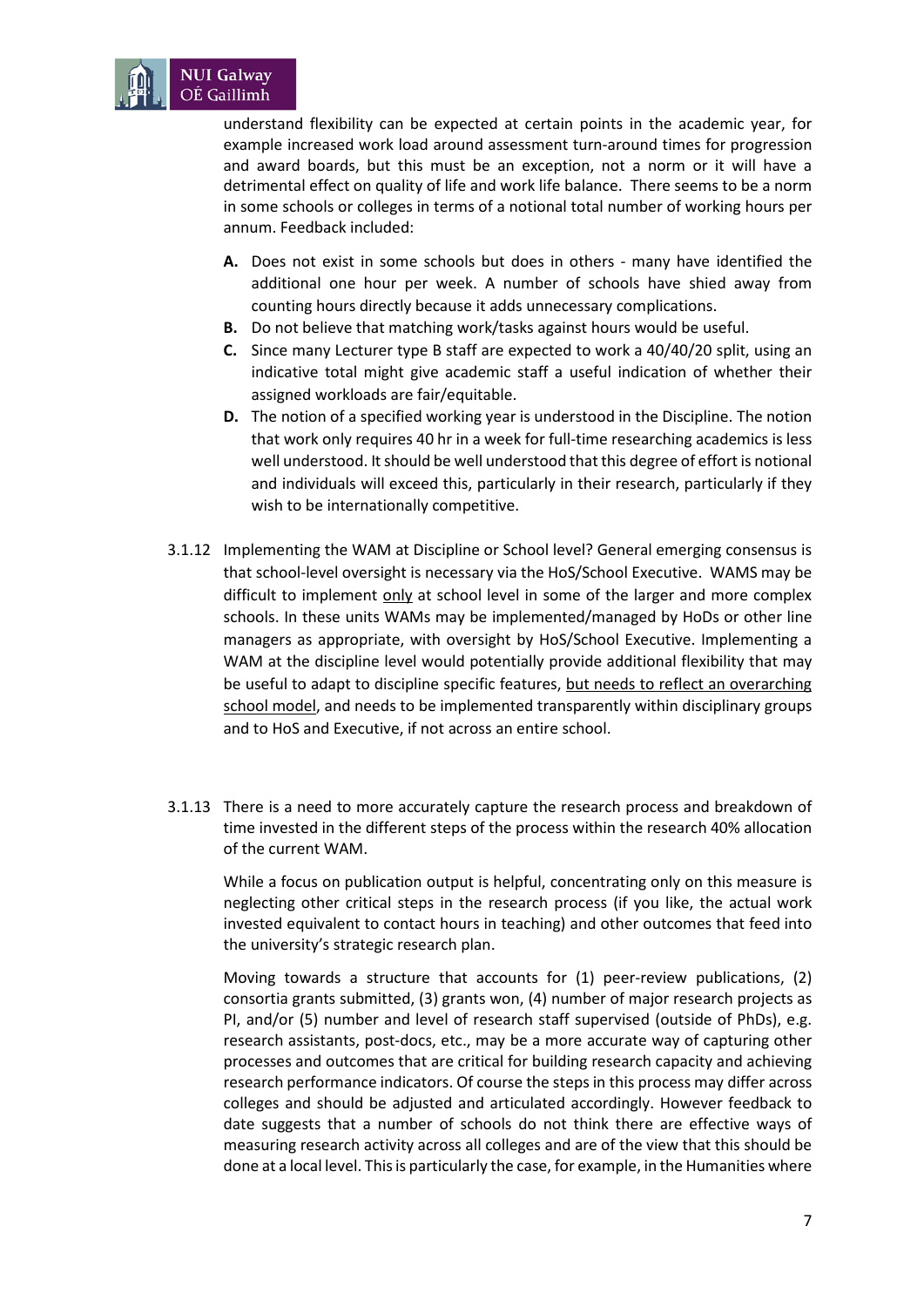understand flexibility can be expected at certain points in the academic year, for example increased work load around assessment turn-around times for progression and award boards, but this must be an exception, not a norm or it will have a detrimental effect on quality of life and work life balance. There seems to be a norm in some schools or colleges in terms of a notional total number of working hours per annum. Feedback included:

- **A.** Does not exist in some schools but does in others - many have identified the additional one hour per week. A number of schools have shied away from counting hours directly because it adds unnecessary complications.
- **B.** Do not believe that matching work/tasks against hours would be useful.
- **C.** Since many Lecturer type B staff are expected to work a 40/40/20 split, using an indicative total might give academic staff a useful indication of whether their assigned workloads are fair/equitable.
- **D.** The notion of a specified working year is understood in the Discipline. The notion that work only requires 40 hr in a week for full-time researching academics is less well understood. It should be well understood that this degree of effort is notional and individuals will exceed this, particularly in their research, particularly if they wish to be internationally competitive.

3.1.12 Implementing the WAM at Discipline or School level? General emerging consensus is that school-level oversight is necessary via the HoS/School Executive. WAMS may be difficult to implement <u>only</u> at school level in some of the larger and more complex schools. In these units WAMs may be implemented/managed by HoDs or other line managers as appropriate, with oversight by HoS/School Executive. Implementing a WAM at the discipline level would potentially provide additional flexibility that may be useful to adapt to discipline specific features, <u>but needs to reflect an overarching school model</u>, and needs to be implemented transparently within disciplinary groups and to HoS and Executive, if not across an entire school.

3.1.13 There is a need to more accurately capture the research process and breakdown of time invested in the different steps of the process within the research 40% allocation of the current WAM.

While a focus on publication output is helpful, concentrating only on this measure is neglecting other critical steps in the research process (if you like, the actual work invested equivalent to contact hours in teaching) and other outcomes that feed into the university's strategic research plan.

Moving towards a structure that accounts for (1) peer-review publications, (2) consortia grants submitted, (3) grants won, (4) number of major research projects as PI, and/or (5) number and level of research staff supervised (outside of PhDs), e.g. research assistants, post-docs, etc., may be a more accurate way of capturing other processes and outcomes that are critical for building research capacity and achieving research performance indicators. Of course the steps in this process may differ across colleges and should be adjusted and articulated accordingly. However feedback to date suggests that a number of schools do not think there are effective ways of measuring research activity across all colleges and are of the view that this should be done at a local level. This is particularly the case, for example, in the Humanities where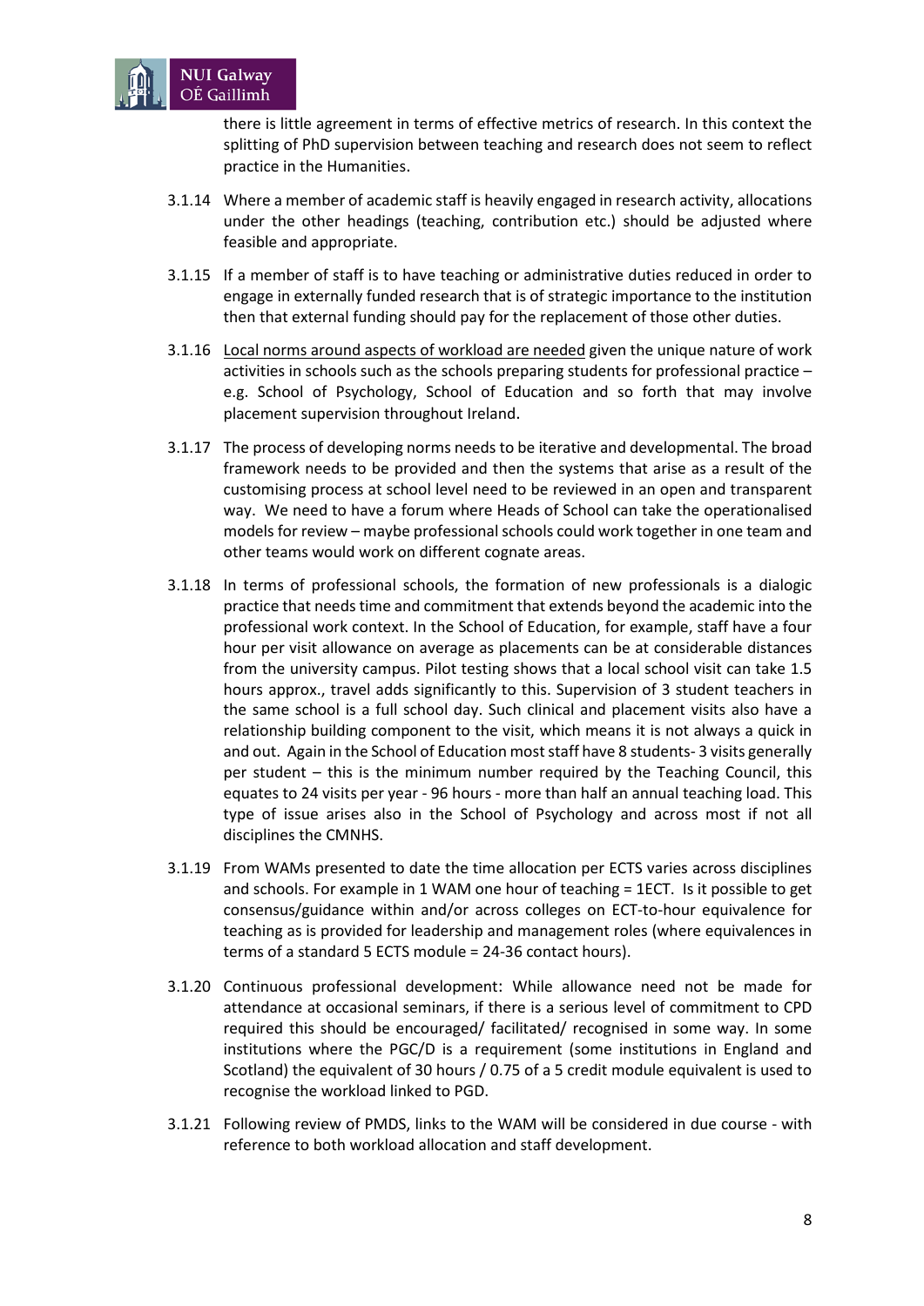there is little agreement in terms of effective metrics of research. In this context the splitting of PhD supervision between teaching and research does not seem to reflect practice in the Humanities.

3.1.14 Where a member of academic staff is heavily engaged in research activity, allocations under the other headings (teaching, contribution etc.) should be adjusted where feasible and appropriate.

3.1.15 If a member of staff is to have teaching or administrative duties reduced in order to engage in externally funded research that is of strategic importance to the institution then that external funding should pay for the replacement of those other duties.

3.1.16 <u>Local norms around aspects of workload are needed</u> given the unique nature of work activities in schools such as the schools preparing students for professional practice – e.g. School of Psychology, School of Education and so forth that may involve placement supervision throughout Ireland.

3.1.17 The process of developing norms needs to be iterative and developmental. The broad framework needs to be provided and then the systems that arise as a result of the customising process at school level need to be reviewed in an open and transparent way. We need to have a forum where Heads of School can take the operationalised models for review – maybe professional schools could work together in one team and other teams would work on different cognate areas.

3.1.18 In terms of professional schools, the formation of new professionals is a dialogic practice that needs time and commitment that extends beyond the academic into the professional work context. In the School of Education, for example, staff have a four hour per visit allowance on average as placements can be at considerable distances from the university campus. Pilot testing shows that a local school visit can take 1.5 hours approx., travel adds significantly to this. Supervision of 3 student teachers in the same school is a full school day. Such clinical and placement visits also have a relationship building component to the visit, which means it is not always a quick in and out. Again in the School of Education most staff have 8 students- 3 visits generally per student – this is the minimum number required by the Teaching Council, this equates to 24 visits per year - 96 hours - more than half an annual teaching load. This type of issue arises also in the School of Psychology and across most if not all disciplines the CMNHS.

3.1.19 From WAMs presented to date the time allocation per ECTS varies across disciplines and schools. For example in 1 WAM one hour of teaching = 1ECT. Is it possible to get consensus/guidance within and/or across colleges on ECT-to-hour equivalence for teaching as is provided for leadership and management roles (where equivalences in terms of a standard 5 ECTS module = 24-36 contact hours).

3.1.20 Continuous professional development: While allowance need not be made for attendance at occasional seminars, if there is a serious level of commitment to CPD required this should be encouraged/ facilitated/ recognised in some way. In some institutions where the PGC/D is a requirement (some institutions in England and Scotland) the equivalent of 30 hours / 0.75 of a 5 credit module equivalent is used to recognise the workload linked to PGD.

3.1.21 Following review of PMDS, links to the WAM will be considered in due course - with reference to both workload allocation and staff development.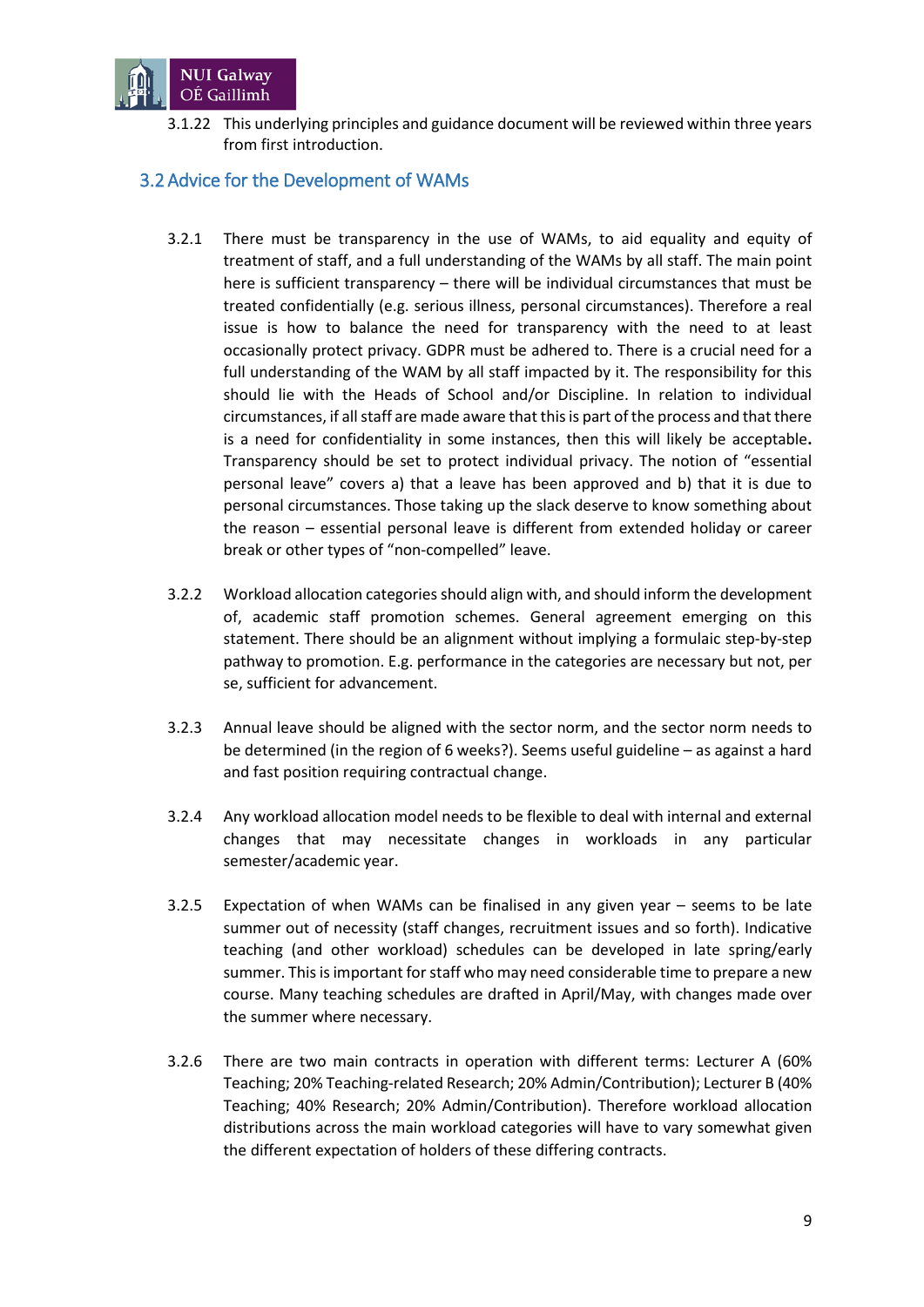3.1.22 This underlying principles and guidance document will be reviewed within three years from first introduction.

## 3.2 Advice for the Development of WAMs

3.2.1 There must be transparency in the use of WAMs, to aid equality and equity of treatment of staff, and a full understanding of the WAMs by all staff. The main point here is sufficient transparency – there will be individual circumstances that must be treated confidentially (e.g. serious illness, personal circumstances). Therefore a real issue is how to balance the need for transparency with the need to at least occasionally protect privacy. GDPR must be adhered to. There is a crucial need for a full understanding of the WAM by all staff impacted by it. The responsibility for this should lie with the Heads of School and/or Discipline. In relation to individual circumstances, if all staff are made aware that this is part of the process and that there is a need for confidentiality in some instances, then this will likely be acceptable**.** Transparency should be set to protect individual privacy. The notion of "essential personal leave" covers a) that a leave has been approved and b) that it is due to personal circumstances. Those taking up the slack deserve to know something about the reason – essential personal leave is different from extended holiday or career break or other types of "non-compelled" leave.

3.2.2 Workload allocation categories should align with, and should inform the development of, academic staff promotion schemes. General agreement emerging on this statement. There should be an alignment without implying a formulaic step-by-step pathway to promotion. E.g. performance in the categories are necessary but not, per se, sufficient for advancement.

3.2.3 Annual leave should be aligned with the sector norm, and the sector norm needs to be determined (in the region of 6 weeks?). Seems useful guideline – as against a hard and fast position requiring contractual change.

3.2.4 Any workload allocation model needs to be flexible to deal with internal and external changes that may necessitate changes in workloads in any particular semester/academic year.

3.2.5 Expectation of when WAMs can be finalised in any given year – seems to be late summer out of necessity (staff changes, recruitment issues and so forth). Indicative teaching (and other workload) schedules can be developed in late spring/early summer. This is important for staff who may need considerable time to prepare a new course. Many teaching schedules are drafted in April/May, with changes made over the summer where necessary.

3.2.6 There are two main contracts in operation with different terms: Lecturer A (60% Teaching; 20% Teaching-related Research; 20% Admin/Contribution); Lecturer B (40% Teaching; 40% Research; 20% Admin/Contribution). Therefore workload allocation distributions across the main workload categories will have to vary somewhat given the different expectation of holders of these differing contracts.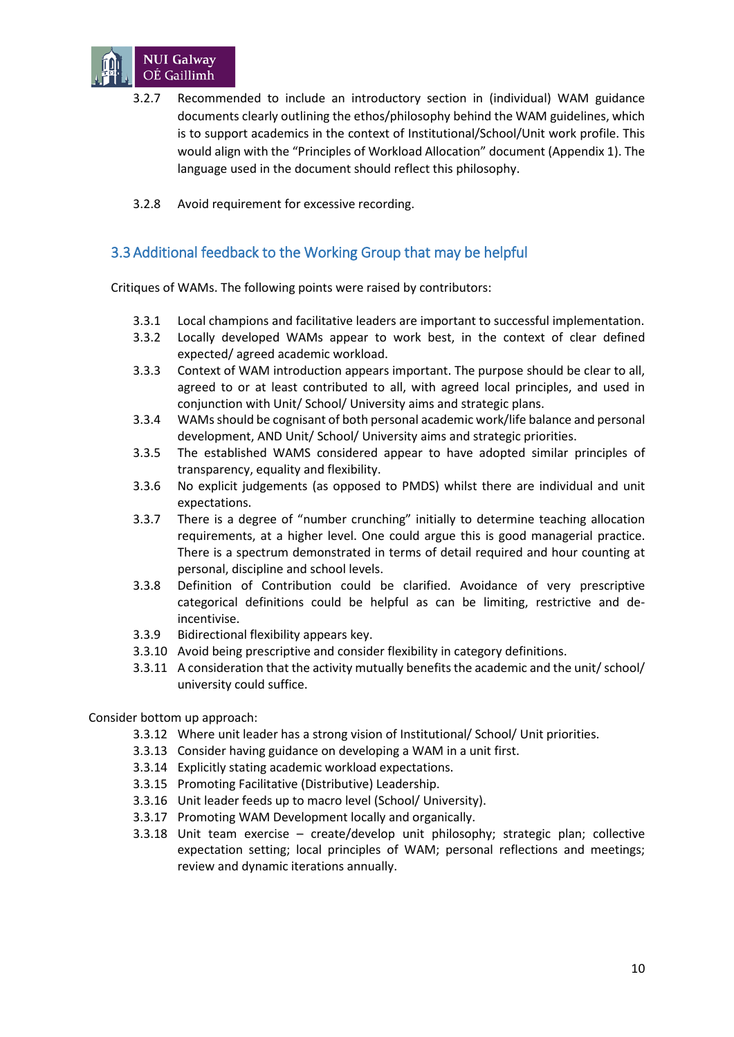3.2.7 Recommended to include an introductory section in (individual) WAM guidance documents clearly outlining the ethos/philosophy behind the WAM guidelines, which is to support academics in the context of Institutional/School/Unit work profile. This would align with the "Principles of Workload Allocation" document (Appendix 1). The language used in the document should reflect this philosophy.

3.2.8 Avoid requirement for excessive recording.

## 3.3 Additional feedback to the Working Group that may be helpful

Critiques of WAMs. The following points were raised by contributors:

3.3.1 Local champions and facilitative leaders are important to successful implementation.
3.3.2 Locally developed WAMs appear to work best, in the context of clear defined expected/ agreed academic workload.
3.3.3 Context of WAM introduction appears important. The purpose should be clear to all, agreed to or at least contributed to all, with agreed local principles, and used in conjunction with Unit/ School/ University aims and strategic plans.
3.3.4 WAMs should be cognisant of both personal academic work/life balance and personal development, AND Unit/ School/ University aims and strategic priorities.
3.3.5 The established WAMS considered appear to have adopted similar principles of transparency, equality and flexibility.
3.3.6 No explicit judgements (as opposed to PMDS) whilst there are individual and unit expectations.
3.3.7 There is a degree of "number crunching" initially to determine teaching allocation requirements, at a higher level. One could argue this is good managerial practice. There is a spectrum demonstrated in terms of detail required and hour counting at personal, discipline and school levels.
3.3.8 Definition of Contribution could be clarified. Avoidance of very prescriptive categorical definitions could be helpful as can be limiting, restrictive and de-incentivise.
3.3.9 Bidirectional flexibility appears key.
3.3.10 Avoid being prescriptive and consider flexibility in category definitions.
3.3.11 A consideration that the activity mutually benefits the academic and the unit/ school/ university could suffice.

Consider bottom up approach:

3.3.12 Where unit leader has a strong vision of Institutional/ School/ Unit priorities.
3.3.13 Consider having guidance on developing a WAM in a unit first.
3.3.14 Explicitly stating academic workload expectations.
3.3.15 Promoting Facilitative (Distributive) Leadership.
3.3.16 Unit leader feeds up to macro level (School/ University).
3.3.17 Promoting WAM Development locally and organically.
3.3.18 Unit team exercise – create/develop unit philosophy; strategic plan; collective expectation setting; local principles of WAM; personal reflections and meetings; review and dynamic iterations annually.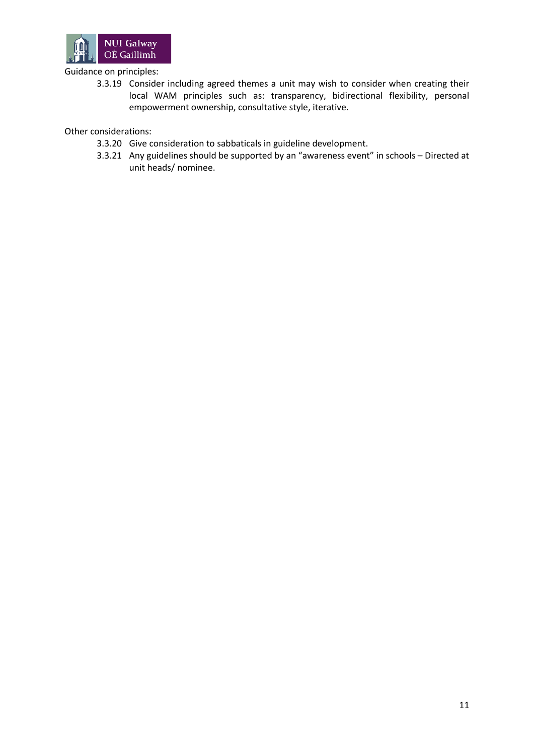Guidance on principles:

- 3.3.19 Consider including agreed themes a unit may wish to consider when creating their local WAM principles such as: transparency, bidirectional flexibility, personal empowerment ownership, consultative style, iterative.

Other considerations:

- 3.3.20 Give consideration to sabbaticals in guideline development.
- 3.3.21 Any guidelines should be supported by an "awareness event" in schools – Directed at unit heads/ nominee.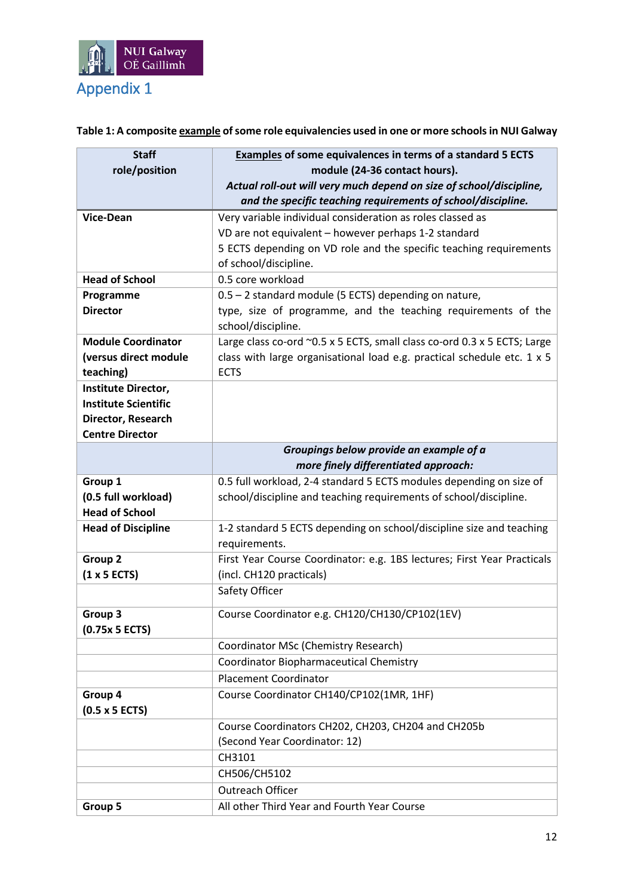# Appendix 1

**Table 1: A composite example of some role equivalencies used in one or more schools in NUI Galway**

| Staff role/position | Examples of some equivalences in terms of a standard 5 ECTS module (24-36 contact hours). *Actual roll-out will very much depend on size of school/discipline, and the specific teaching requirements of school/discipline.* |
|---|---|
| **Vice-Dean** | Very variable individual consideration as roles classed as VD are not equivalent – however perhaps 1-2 standard 5 ECTS depending on VD role and the specific teaching requirements of school/discipline. |
| **Head of School** | 0.5 core workload |
| **Programme Director** | 0.5 – 2 standard module (5 ECTS) depending on nature, type, size of programme, and the teaching requirements of the school/discipline. |
| **Module Coordinator (versus direct module teaching)** | Large class co-ord ~0.5 x 5 ECTS, small class co-ord 0.3 x 5 ECTS; Large class with large organisational load e.g. practical schedule etc. 1 x 5 ECTS |
| **Institute Director, Institute Scientific Director, Research Centre Director** | |
| | ***Groupings below provide an example of a more finely differentiated approach:*** |
| **Group 1 (0.5 full workload) Head of School** | 0.5 full workload, 2-4 standard 5 ECTS modules depending on size of school/discipline and teaching requirements of school/discipline. |
| **Head of Discipline** | 1-2 standard 5 ECTS depending on school/discipline size and teaching requirements. |
| **Group 2 (1 x 5 ECTS)** | First Year Course Coordinator: e.g. 1BS lectures; First Year Practicals (incl. CH120 practicals) |
| | Safety Officer |
| **Group 3 (0.75x 5 ECTS)** | Course Coordinator e.g. CH120/CH130/CP102(1EV) |
| | Coordinator MSc (Chemistry Research) |
| | Coordinator Biopharmaceutical Chemistry |
| | Placement Coordinator |
| **Group 4 (0.5 x 5 ECTS)** | Course Coordinator CH140/CP102(1MR, 1HF) |
| | Course Coordinators CH202, CH203, CH204 and CH205b (Second Year Coordinator: 12) |
| | CH3101 |
| | CH506/CH5102 |
| | Outreach Officer |
| **Group 5** | All other Third Year and Fourth Year Course |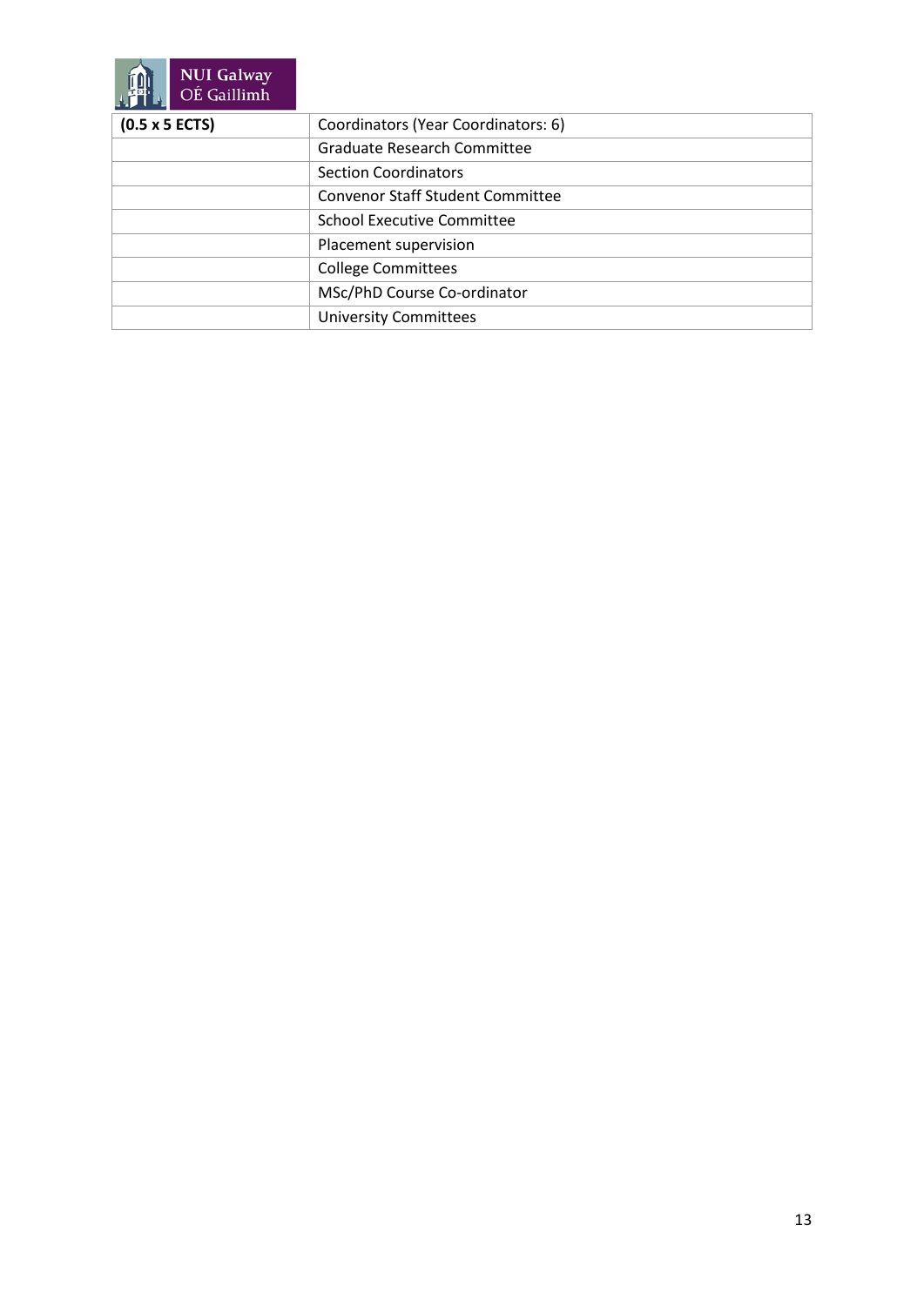| **(0.5 x 5 ECTS)** | Coordinators (Year Coordinators: 6) |
|---|---|
| | Graduate Research Committee |
| | Section Coordinators |
| | Convenor Staff Student Committee |
| | School Executive Committee |
| | Placement supervision |
| | College Committees |
| | MSc/PhD Course Co-ordinator |
| | University Committees |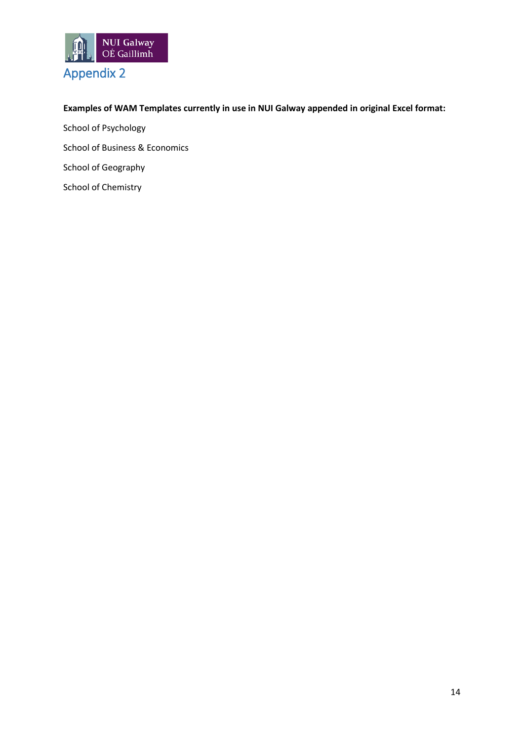# Appendix 2

**Examples of WAM Templates currently in use in NUI Galway appended in original Excel format:**

School of Psychology

School of Business & Economics

School of Geography

School of Chemistry